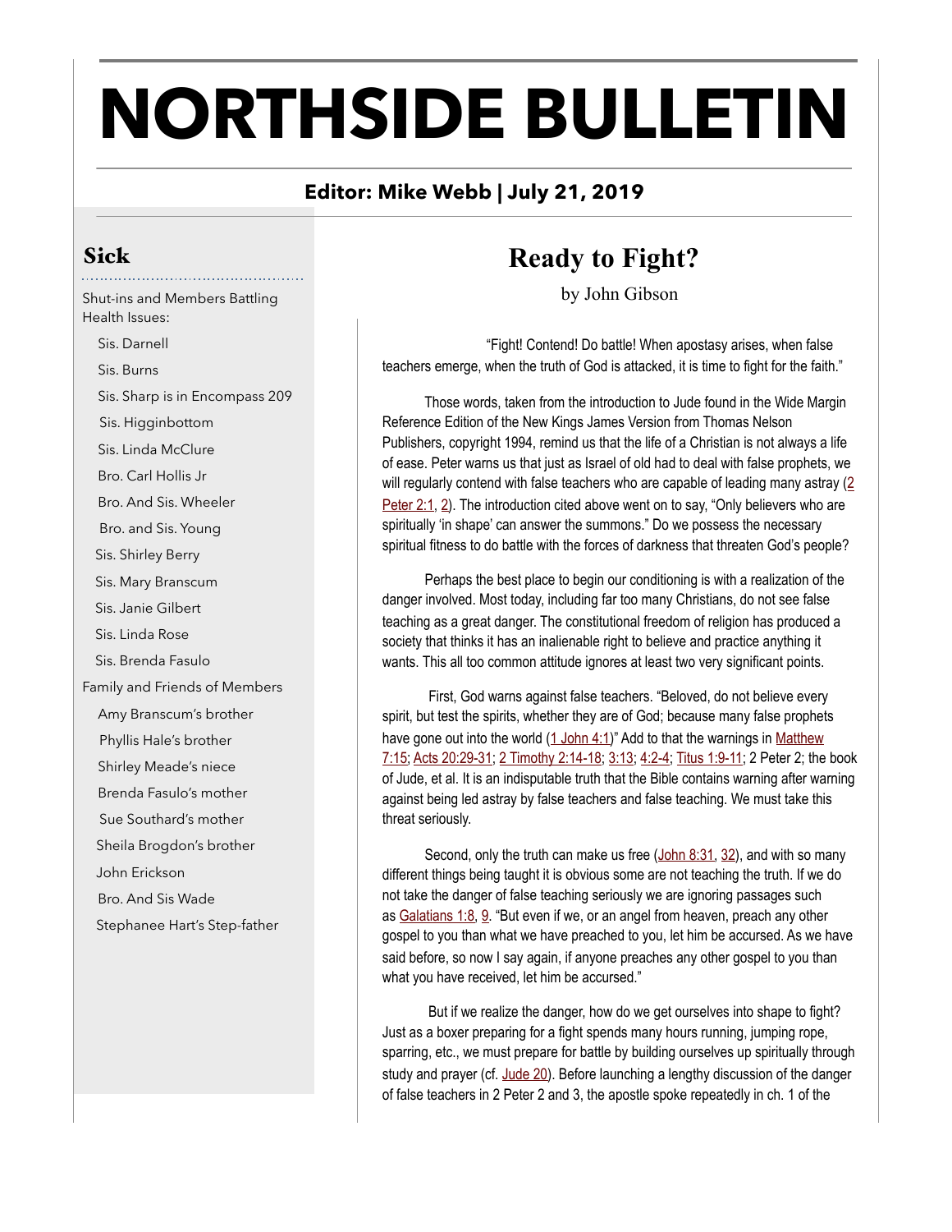# NORTHSIDE BULLETIN

**Editor: Mike Webb | July 21, 2019**

## Sick

Shut-ins and Members Battling Health Issues:

- Sis. Darnell
- Sis. Burns
- Sis. Sharp is in Encompass 209
- Sis. Higginbottom
- Sis. Linda McClure
- Bro. Carl Hollis Jr
- Bro. And Sis. Wheeler
- Bro. and Sis. Young
- Sis. Shirley Berry
- Sis. Mary Branscum
- Sis. Janie Gilbert
- Sis. Linda Rose
- Sis. Brenda Fasulo

Family and Friends of Members

- Amy Branscum's brother
- Phyllis Hale's brother
- Shirley Meade's niece
- Brenda Fasulo's mother
- Sue Southard's mother
- Sheila Brogdon's brother
- John Erickson
- Bro. And Sis Wade
- Stephanee Hart's Step-father

## Ready to Fight?

by John Gibson

"Fight! Contend! Do battle! When apostasy arises, when false teachers emerge, when the truth of God is attacked, it is time to fight for the faith."

Those words, taken from the introduction to Jude found in the Wide Margin Reference Edition of the New Kings James Version from Thomas Nelson Publishers, copyright 1994, remind us that the life of a Christian is not always a life of ease. Peter warns us that just as Israel of old had to deal with false prophets, we will regularly contend with false teachers who are capable of leading many astray (2 Peter 2:1, 2). The introduction cited above went on to say, "Only believers who are spiritually 'in shape' can answer the summons." Do we possess the necessary spiritual fitness to do battle with the forces of darkness that threaten God's people?

Perhaps the best place to begin our conditioning is with a realization of the danger involved. Most today, including far too many Christians, do not see false teaching as a great danger. The constitutional freedom of religion has produced a society that thinks it has an inalienable right to believe and practice anything it wants. This all too common attitude ignores at least two very significant points.

First, God warns against false teachers. "Beloved, do not believe every spirit, but test the spirits, whether they are of God; because many false prophets have gone out into the world (1 John 4:1)" Add to that the warnings in Matthew 7:15; Acts 20:29-31; 2 Timothy 2:14-18; 3:13; 4:2-4; Titus 1:9-11; 2 Peter 2; the book of Jude, et al. It is an indisputable truth that the Bible contains warning after warning against being led astray by false teachers and false teaching. We must take this threat seriously.

Second, only the truth can make us free (John 8:31, 32), and with so many different things being taught it is obvious some are not teaching the truth. If we do not take the danger of false teaching seriously we are ignoring passages such as Galatians 1:8, 9. "But even if we, or an angel from heaven, preach any other gospel to you than what we have preached to you, let him be accursed. As we have said before, so now I say again, if anyone preaches any other gospel to you than what you have received, let him be accursed."

But if we realize the danger, how do we get ourselves into shape to fight? Just as a boxer preparing for a fight spends many hours running, jumping rope, sparring, etc., we must prepare for battle by building ourselves up spiritually through study and prayer (cf. Jude 20). Before launching a lengthy discussion of the danger of false teachers in 2 Peter 2 and 3, the apostle spoke repeatedly in ch. 1 of the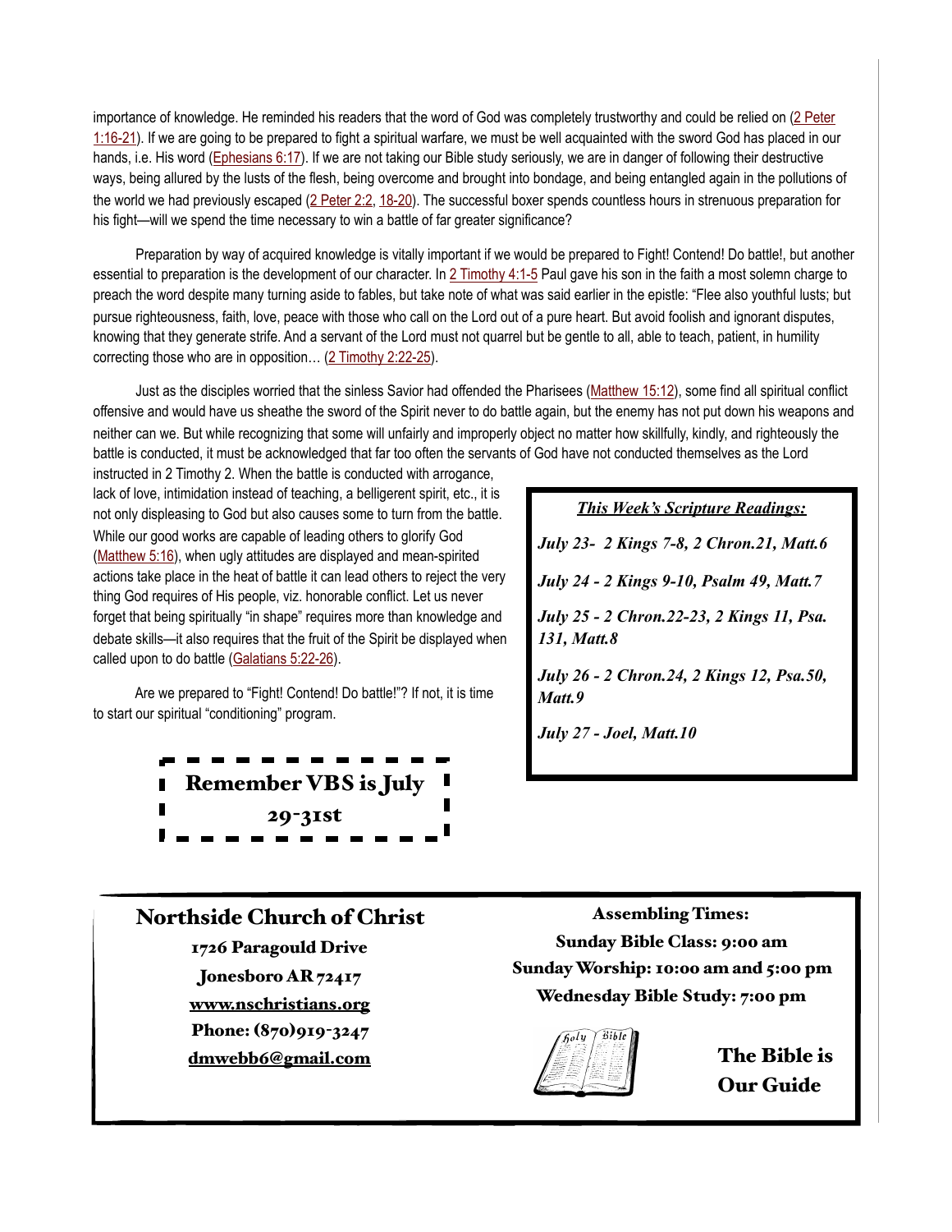importance of knowledge. He reminded his readers that the word of God was completely trustworthy and could be relied on (2 Peter 1:16-21). If we are going to be prepared to fight a spiritual warfare, we must be well acquainted with the sword God has placed in our hands, i.e. His word (Ephesians 6:17). If we are not taking our Bible study seriously, we are in danger of following their destructive ways, being allured by the lusts of the flesh, being overcome and brought into bondage, and being entangled again in the pollutions of the world we had previously escaped (2 Peter 2:2, 18-20). The successful boxer spends countless hours in strenuous preparation for his fight—will we spend the time necessary to win a battle of far greater significance?

Preparation by way of acquired knowledge is vitally important if we would be prepared to Fight! Contend! Do battle!, but another essential to preparation is the development of our character. In 2 Timothy 4:1-5 Paul gave his son in the faith a most solemn charge to preach the word despite many turning aside to fables, but take note of what was said earlier in the epistle: "Flee also youthful lusts; but pursue righteousness, faith, love, peace with those who call on the Lord out of a pure heart. But avoid foolish and ignorant disputes, knowing that they generate strife. And a servant of the Lord must not quarrel but be gentle to all, able to teach, patient, in humility correcting those who are in opposition… (2 Timothy 2:22-25).

Just as the disciples worried that the sinless Savior had offended the Pharisees (Matthew 15:12), some find all spiritual conflict offensive and would have us sheathe the sword of the Spirit never to do battle again, but the enemy has not put down his weapons and neither can we. But while recognizing that some will unfairly and improperly object no matter how skillfully, kindly, and righteously the battle is conducted, it must be acknowledged that far too often the servants of God have not conducted themselves as the Lord instructed in 2 Timothy 2. When the battle is conducted with arrogance, lack of love, intimidation instead of teaching, a belligerent spirit, etc., it is not only displeasing to God but also causes some to turn from the battle. While our good works are capable of leading others to glorify God (Matthew 5:16), when ugly attitudes are displayed and mean-spirited actions take place in the heat of battle it can lead others to reject the very thing God requires of His people, viz. honorable conflict. Let us never forget that being spiritually "in shape" requires more than knowledge and debate skills—it also requires that the fruit of the Spirit be displayed when called upon to do battle (Galatians 5:22-26).

Are we prepared to "Fight! Contend! Do battle!"? If not, it is time to start our spiritual "conditioning" program.

***This Week's Scripture Readings:***

*July 23- 2 Kings 7-8, 2 Chron.21, Matt.6*

*July 24 - 2 Kings 9-10, Psalm 49, Matt.7*

*July 25 - 2 Chron.22-23, 2 Kings 11, Psa. 131, Matt.8*

*July 26 - 2 Chron.24, 2 Kings 12, Psa.50, Matt.9*

*July 27 - Joel, Matt.10*

**Remember VBS is July 29-31st**

## Northside Church of Christ

1726 Paragould Drive
Jonesboro AR 72417
www.nschristians.org
Phone: (870)919-3247
dmwebb6@gmail.com

**Assembling Times:**
Sunday Bible Class: 9:00 am
Sunday Worship: 10:00 am and 5:00 pm
Wednesday Bible Study: 7:00 pm

**The Bible is Our Guide**